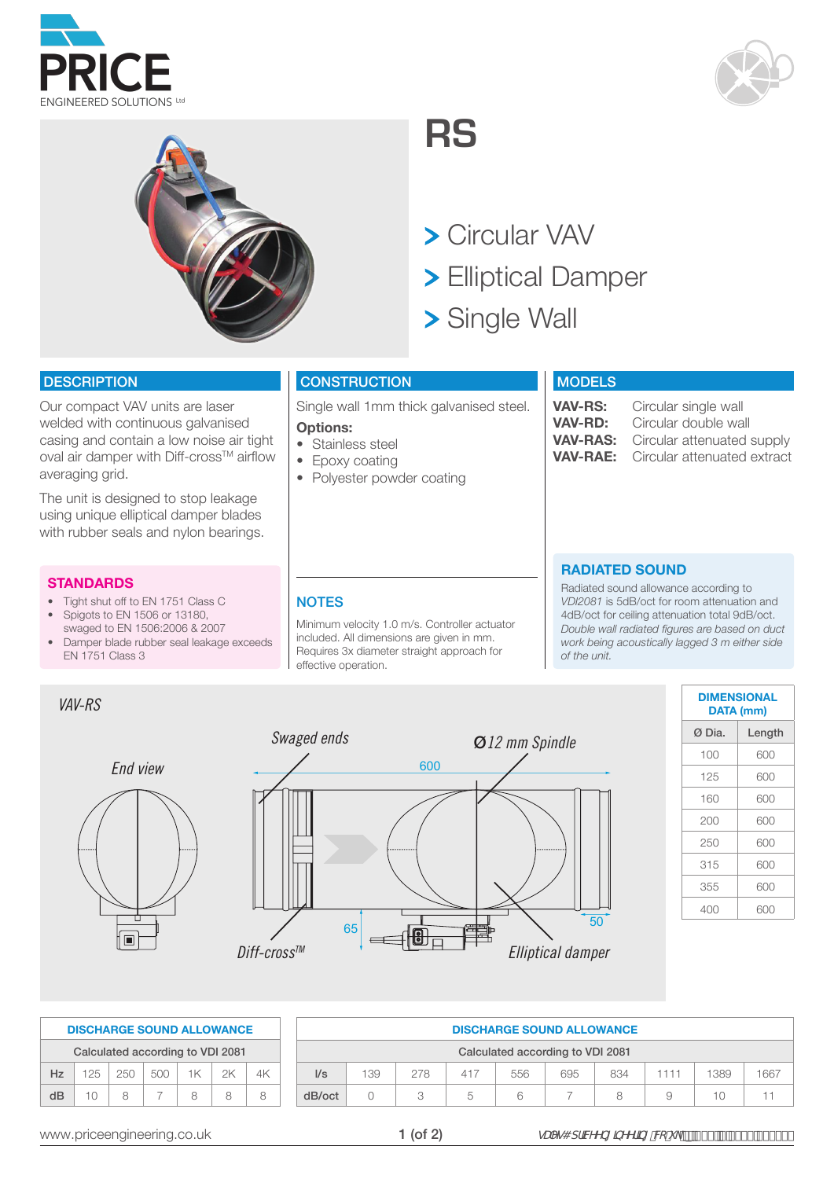PRICE
ENGINEERED SOLUTIONS Ltd

# RS

> Circular VAV
> Elliptical Damper
> Single Wall

## DESCRIPTION

Our compact VAV units are laser welded with continuous galvanised casing and contain a low noise air tight oval air damper with Diff-cross™ airflow averaging grid.

The unit is designed to stop leakage using unique elliptical damper blades with rubber seals and nylon bearings.

## CONSTRUCTION

Single wall 1mm thick galvanised steel.

**Options:**

- Stainless steel
- Epoxy coating
- Polyester powder coating

## MODELS

**VAV-RS:** Circular single wall
**VAV-RD:** Circular double wall
**VAV-RAS:** Circular attenuated supply
**VAV-RAE:** Circular attenuated extract

## STANDARDS

- Tight shut off to EN 1751 Class C
- Spigots to EN 1506 or 13180, swaged to EN 1506:2006 & 2007
- Damper blade rubber seal leakage exceeds EN 1751 Class 3

## NOTES

Minimum velocity 1.0 m/s. Controller actuator included. All dimensions are given in mm. Requires 3x diameter straight approach for effective operation.

## RADIATED SOUND

Radiated sound allowance according to *VDI2081* is 5dB/oct for room attenuation and 4dB/oct for ceiling attenuation total 9dB/oct. *Double wall radiated figures are based on duct work being acoustically lagged 3 m either side of the unit.*

*VAV-RS*

*End view* — *Swaged ends* — *Ø12 mm Spindle* — 600 — 65 — 50 — *Diff-cross™* — *Elliptical damper*

**DIMENSIONAL DATA (mm)**

| Ø Dia. | Length |
|---|---|
| 100 | 600 |
| 125 | 600 |
| 160 | 600 |
| 200 | 600 |
| 250 | 600 |
| 315 | 600 |
| 355 | 600 |
| 400 | 600 |

**DISCHARGE SOUND ALLOWANCE**

Calculated according to VDI 2081

| Hz | 125 | 250 | 500 | 1K | 2K | 4K |
|---|---|---|---|---|---|---|
| dB | 10 | 8 | 7 | 8 | 8 | 8 |

**DISCHARGE SOUND ALLOWANCE**

Calculated according to VDI 2081

| l/s | 139 | 278 | 417 | 556 | 695 | 834 | 1111 | 1389 | 1667 |
|---|---|---|---|---|---|---|---|---|---|
| dB/oct | 0 | 3 | 5 | 6 | 7 | 8 | 9 | 10 | 11 |

www.priceengineering.co.uk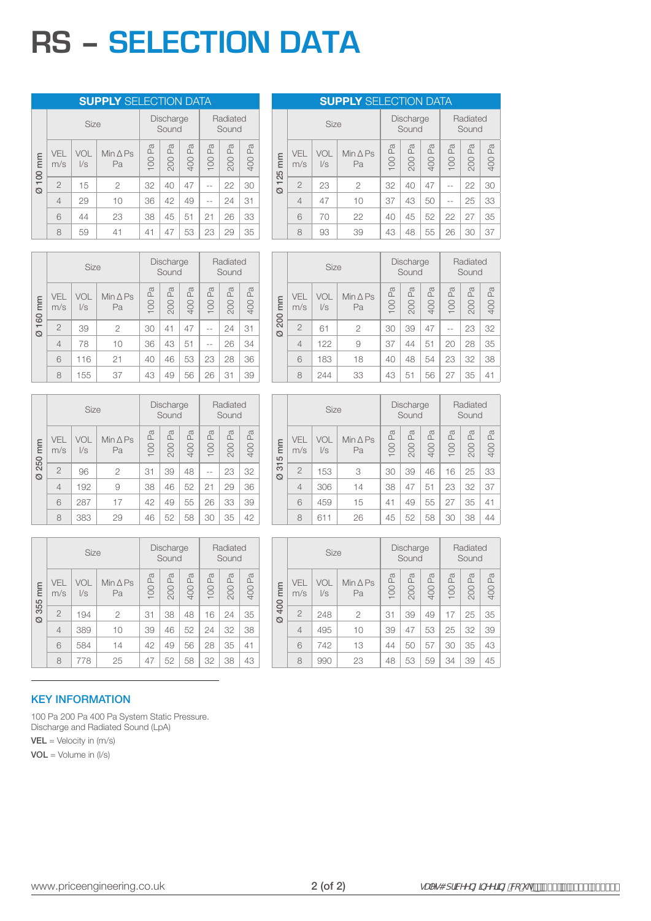# RS – SELECTION DATA

## SUPPLY SELECTION DATA

| Ø 100 mm | Size | | | Discharge Sound | | | Radiated Sound | | |
|---|---|---|---|---|---|---|---|---|---|
| | VEL m/s | VOL l/s | Min Δ Ps Pa | 100 Pa | 200 Pa | 400 Pa | 100 Pa | 200 Pa | 400 Pa |
| | 2 | 15 | 2 | 32 | 40 | 47 | -- | 22 | 30 |
| | 4 | 29 | 10 | 36 | 42 | 49 | -- | 24 | 31 |
| | 6 | 44 | 23 | 38 | 45 | 51 | 21 | 26 | 33 |
| | 8 | 59 | 41 | 41 | 47 | 53 | 23 | 29 | 35 |

## SUPPLY SELECTION DATA

| Ø 125 mm | Size | | | Discharge Sound | | | Radiated Sound | | |
|---|---|---|---|---|---|---|---|---|---|
| | VEL m/s | VOL l/s | Min Δ Ps Pa | 100 Pa | 200 Pa | 400 Pa | 100 Pa | 200 Pa | 400 Pa |
| | 2 | 23 | 2 | 32 | 40 | 47 | -- | 22 | 30 |
| | 4 | 47 | 10 | 37 | 43 | 50 | -- | 25 | 33 |
| | 6 | 70 | 22 | 40 | 45 | 52 | 22 | 27 | 35 |
| | 8 | 93 | 39 | 43 | 48 | 55 | 26 | 30 | 37 |

| Ø 160 mm | Size | | | Discharge Sound | | | Radiated Sound | | |
|---|---|---|---|---|---|---|---|---|---|
| | VEL m/s | VOL l/s | Min Δ Ps Pa | 100 Pa | 200 Pa | 400 Pa | 100 Pa | 200 Pa | 400 Pa |
| | 2 | 39 | 2 | 30 | 41 | 47 | -- | 24 | 31 |
| | 4 | 78 | 10 | 36 | 43 | 51 | -- | 26 | 34 |
| | 6 | 116 | 21 | 40 | 46 | 53 | 23 | 28 | 36 |
| | 8 | 155 | 37 | 43 | 49 | 56 | 26 | 31 | 39 |

| Ø 200 mm | Size | | | Discharge Sound | | | Radiated Sound | | |
|---|---|---|---|---|---|---|---|---|---|
| | VEL m/s | VOL l/s | Min Δ Ps Pa | 100 Pa | 200 Pa | 400 Pa | 100 Pa | 200 Pa | 400 Pa |
| | 2 | 61 | 2 | 30 | 39 | 47 | -- | 23 | 32 |
| | 4 | 122 | 9 | 37 | 44 | 51 | 20 | 28 | 35 |
| | 6 | 183 | 18 | 40 | 48 | 54 | 23 | 32 | 38 |
| | 8 | 244 | 33 | 43 | 51 | 56 | 27 | 35 | 41 |

| Ø 250 mm | Size | | | Discharge Sound | | | Radiated Sound | | |
|---|---|---|---|---|---|---|---|---|---|
| | VEL m/s | VOL l/s | Min Δ Ps Pa | 100 Pa | 200 Pa | 400 Pa | 100 Pa | 200 Pa | 400 Pa |
| | 2 | 96 | 2 | 31 | 39 | 48 | -- | 23 | 32 |
| | 4 | 192 | 9 | 38 | 46 | 52 | 21 | 29 | 36 |
| | 6 | 287 | 17 | 42 | 49 | 55 | 26 | 33 | 39 |
| | 8 | 383 | 29 | 46 | 52 | 58 | 30 | 35 | 42 |

| Ø 315 mm | Size | | | Discharge Sound | | | Radiated Sound | | |
|---|---|---|---|---|---|---|---|---|---|
| | VEL m/s | VOL l/s | Min Δ Ps Pa | 100 Pa | 200 Pa | 400 Pa | 100 Pa | 200 Pa | 400 Pa |
| | 2 | 153 | 3 | 30 | 39 | 46 | 16 | 25 | 33 |
| | 4 | 306 | 14 | 38 | 47 | 51 | 23 | 32 | 37 |
| | 6 | 459 | 15 | 41 | 49 | 55 | 27 | 35 | 41 |
| | 8 | 611 | 26 | 45 | 52 | 58 | 30 | 38 | 44 |

| Ø 355 mm | Size | | | Discharge Sound | | | Radiated Sound | | |
|---|---|---|---|---|---|---|---|---|---|
| | VEL m/s | VOL l/s | Min Δ Ps Pa | 100 Pa | 200 Pa | 400 Pa | 100 Pa | 200 Pa | 400 Pa |
| | 2 | 194 | 2 | 31 | 38 | 48 | 16 | 24 | 35 |
| | 4 | 389 | 10 | 39 | 46 | 52 | 24 | 32 | 38 |
| | 6 | 584 | 14 | 42 | 49 | 56 | 28 | 35 | 41 |
| | 8 | 778 | 25 | 47 | 52 | 58 | 32 | 38 | 43 |

| Ø 400 mm | Size | | | Discharge Sound | | | Radiated Sound | | |
|---|---|---|---|---|---|---|---|---|---|
| | VEL m/s | VOL l/s | Min Δ Ps Pa | 100 Pa | 200 Pa | 400 Pa | 100 Pa | 200 Pa | 400 Pa |
| | 2 | 248 | 2 | 31 | 39 | 49 | 17 | 25 | 35 |
| | 4 | 495 | 10 | 39 | 47 | 53 | 25 | 32 | 39 |
| | 6 | 742 | 13 | 44 | 50 | 57 | 30 | 35 | 43 |
| | 8 | 990 | 23 | 48 | 53 | 59 | 34 | 39 | 45 |

## KEY INFORMATION

100 Pa 200 Pa 400 Pa System Static Pressure.
Discharge and Radiated Sound (LpA)

**VEL** = Velocity in (m/s)

**VOL** = Volume in (l/s)

www.priceengineering.co.uk